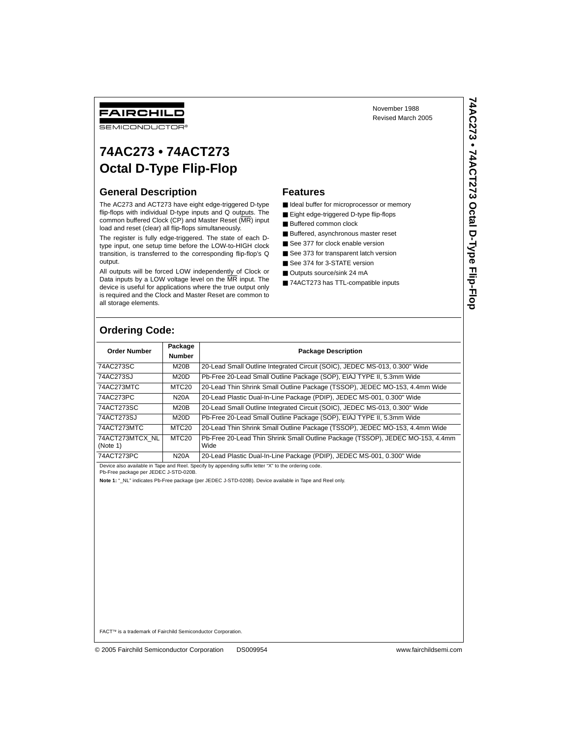FAIRCHILD SEMICONDUCTOR®

November 1988
Revised March 2005

# 74AC273 • 74ACT273 Octal D-Type Flip-Flop

## General Description

The AC273 and ACT273 have eight edge-triggered D-type flip-flops with individual D-type inputs and Q outputs. The common buffered Clock (CP) and Master Reset ($\overline{MR}$) input load and reset (clear) all flip-flops simultaneously.

The register is fully edge-triggered. The state of each D-type input, one setup time before the LOW-to-HIGH clock transition, is transferred to the corresponding flip-flop's Q output.

All outputs will be forced LOW independently of Clock or Data inputs by a LOW voltage level on the $\overline{MR}$ input. The device is useful for applications where the true output only is required and the Clock and Master Reset are common to all storage elements.

## Features

- Ideal buffer for microprocessor or memory
- Eight edge-triggered D-type flip-flops
- Buffered common clock
- Buffered, asynchronous master reset
- See 377 for clock enable version
- See 373 for transparent latch version
- See 374 for 3-STATE version
- Outputs source/sink 24 mA
- 74ACT273 has TTL-compatible inputs

## Ordering Code:

| Order Number | Package Number | Package Description |
|---|---|---|
| 74AC273SC | M20B | 20-Lead Small Outline Integrated Circuit (SOIC), JEDEC MS-013, 0.300" Wide |
| 74AC273SJ | M20D | Pb-Free 20-Lead Small Outline Package (SOP), EIAJ TYPE II, 5.3mm Wide |
| 74AC273MTC | MTC20 | 20-Lead Thin Shrink Small Outline Package (TSSOP), JEDEC MO-153, 4.4mm Wide |
| 74AC273PC | N20A | 20-Lead Plastic Dual-In-Line Package (PDIP), JEDEC MS-001, 0.300" Wide |
| 74ACT273SC | M20B | 20-Lead Small Outline Integrated Circuit (SOIC), JEDEC MS-013, 0.300" Wide |
| 74ACT273SJ | M20D | Pb-Free 20-Lead Small Outline Package (SOP), EIAJ TYPE II, 5.3mm Wide |
| 74ACT273MTC | MTC20 | 20-Lead Thin Shrink Small Outline Package (TSSOP), JEDEC MO-153, 4.4mm Wide |
| 74ACT273MTCX_NL (Note 1) | MTC20 | Pb-Free 20-Lead Thin Shrink Small Outline Package (TSSOP), JEDEC MO-153, 4.4mm Wide |
| 74ACT273PC | N20A | 20-Lead Plastic Dual-In-Line Package (PDIP), JEDEC MS-001, 0.300" Wide |

Device also available in Tape and Reel. Specify by appending suffix letter "X" to the ordering code.
Pb-Free package per JEDEC J-STD-020B.

**Note 1:** "_NL" indicates Pb-Free package (per JEDEC J-STD-020B). Device available in Tape and Reel only.

FACT™ is a trademark of Fairchild Semiconductor Corporation.

© 2005 Fairchild Semiconductor Corporation DS009954 www.fairchildsemi.com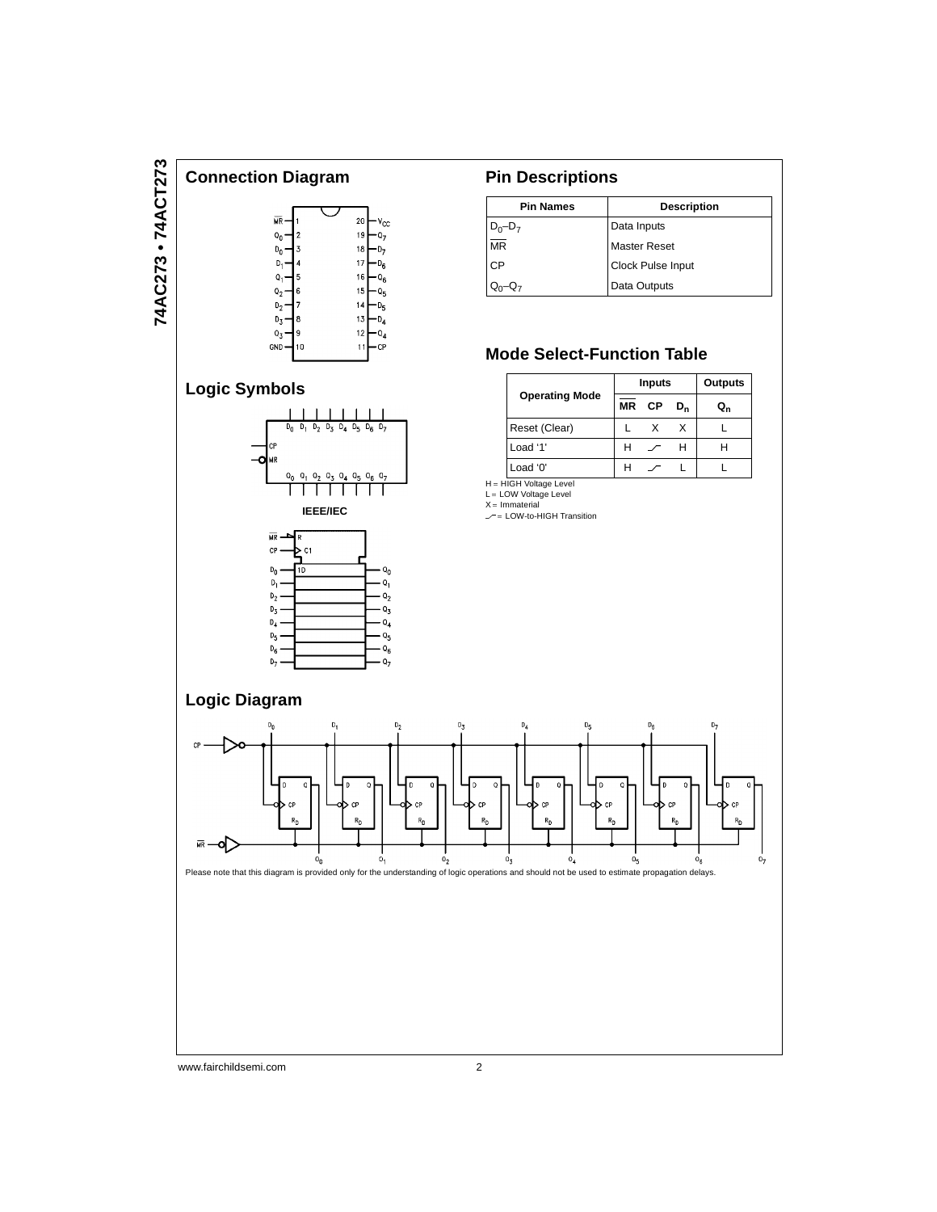## Connection Diagram

## Logic Symbols

IEEE/IEC

## Pin Descriptions

| Pin Names | Description |
|---|---|
| $D_0$–$D_7$ | Data Inputs |
| $\overline{MR}$ | Master Reset |
| CP | Clock Pulse Input |
| $Q_0$–$Q_7$ | Data Outputs |

## Mode Select-Function Table

| Operating Mode | Inputs | | | Outputs |
|---|---|---|---|---|
| | $\overline{MR}$ | CP | $D_n$ | $Q_n$ |
| Reset (Clear) | L | X | X | L |
| Load '1' | H | ⎯╱⎺ | H | H |
| Load '0' | H | ⎯╱⎺ | L | L |

H = HIGH Voltage Level
L = LOW Voltage Level
X = Immaterial
⎯╱⎺ = LOW-to-HIGH Transition

## Logic Diagram

Please note that this diagram is provided only for the understanding of logic operations and should not be used to estimate propagation delays.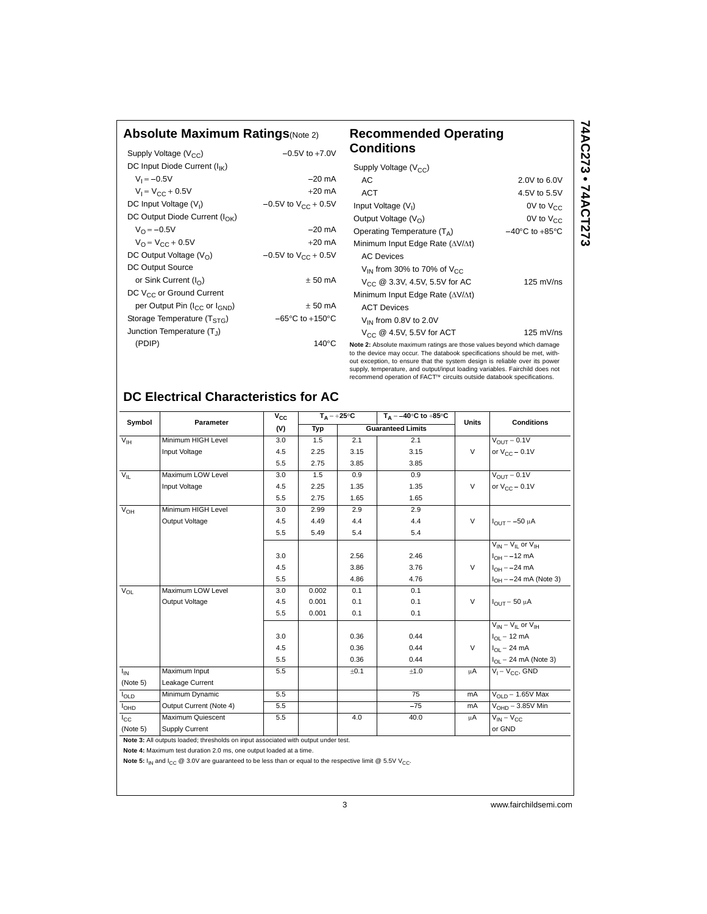## Absolute Maximum Ratings (Note 2)

| Parameter | Rating |
|---|---|
| Supply Voltage ($V_{CC}$) | −0.5V to +7.0V |
| DC Input Diode Current ($I_{IK}$) | |
| $V_I = -0.5V$ | −20 mA |
| $V_I = V_{CC} + 0.5V$ | +20 mA |
| DC Input Voltage ($V_I$) | −0.5V to $V_{CC}$ + 0.5V |
| DC Output Diode Current ($I_{OK}$) | |
| $V_O = -0.5V$ | −20 mA |
| $V_O = V_{CC} + 0.5V$ | +20 mA |
| DC Output Voltage ($V_O$) | −0.5V to $V_{CC}$ + 0.5V |
| DC Output Source or Sink Current ($I_O$) | ± 50 mA |
| DC $V_{CC}$ or Ground Current per Output Pin ($I_{CC}$ or $I_{GND}$) | ± 50 mA |
| Storage Temperature ($T_{STG}$) | −65°C to +150°C |
| Junction Temperature ($T_J$) | |
| (PDIP) | 140°C |

## Recommended Operating Conditions

| Parameter | Rating |
|---|---|
| Supply Voltage ($V_{CC}$) | |
| AC | 2.0V to 6.0V |
| ACT | 4.5V to 5.5V |
| Input Voltage ($V_I$) | 0V to $V_{CC}$ |
| Output Voltage ($V_O$) | 0V to $V_{CC}$ |
| Operating Temperature ($T_A$) | −40°C to +85°C |
| Minimum Input Edge Rate ($\Delta V/\Delta t$) | |
| AC Devices | |
| $V_{IN}$ from 30% to 70% of $V_{CC}$ | |
| $V_{CC}$ @ 3.3V, 4.5V, 5.5V for AC | 125 mV/ns |
| Minimum Input Edge Rate ($\Delta V/\Delta t$) | |
| ACT Devices | |
| $V_{IN}$ from 0.8V to 2.0V | |
| $V_{CC}$ @ 4.5V, 5.5V for ACT | 125 mV/ns |

**Note 2:** Absolute maximum ratings are those values beyond which damage to the device may occur. The databook specifications should be met, without exception, to ensure that the system design is reliable over its power supply, temperature, and output/input loading variables. Fairchild does not recommend operation of FACT™ circuits outside databook specifications.

## DC Electrical Characteristics for AC

| Symbol | Parameter | $V_{CC}$ (V) | $T_A = +25°C$ Typ | $T_A = +25°C$ Guaranteed Limits | $T_A = -40°C$ to $+85°C$ Guaranteed Limits | Units | Conditions |
|---|---|---|---|---|---|---|---|
| $V_{IH}$ | Minimum HIGH Level Input Voltage | 3.0 | 1.5 | 2.1 | 2.1 | V | $V_{OUT} = 0.1V$ or $V_{CC} - 0.1V$ |
| | | 4.5 | 2.25 | 3.15 | 3.15 | | |
| | | 5.5 | 2.75 | 3.85 | 3.85 | | |
| $V_{IL}$ | Maximum LOW Level Input Voltage | 3.0 | 1.5 | 0.9 | 0.9 | V | $V_{OUT} = 0.1V$ or $V_{CC} - 0.1V$ |
| | | 4.5 | 2.25 | 1.35 | 1.35 | | |
| | | 5.5 | 2.75 | 1.65 | 1.65 | | |
| $V_{OH}$ | Minimum HIGH Level Output Voltage | 3.0 | 2.99 | 2.9 | 2.9 | V | $I_{OUT} = -50$ μA |
| | | 4.5 | 4.49 | 4.4 | 4.4 | | |
| | | 5.5 | 5.49 | 5.4 | 5.4 | | |
| | | | | | | | $V_{IN} = V_{IL}$ or $V_{IH}$ |
| | | 3.0 | | 2.56 | 2.46 | | $I_{OH} = -12$ mA |
| | | 4.5 | | 3.86 | 3.76 | V | $I_{OH} = -24$ mA |
| | | 5.5 | | 4.86 | 4.76 | | $I_{OH} = -24$ mA (Note 3) |
| $V_{OL}$ | Maximum LOW Level Output Voltage | 3.0 | 0.002 | 0.1 | 0.1 | V | $I_{OUT} = 50$ μA |
| | | 4.5 | 0.001 | 0.1 | 0.1 | | |
| | | 5.5 | 0.001 | 0.1 | 0.1 | | |
| | | | | | | | $V_{IN} = V_{IL}$ or $V_{IH}$ |
| | | 3.0 | | 0.36 | 0.44 | | $I_{OL} = 12$ mA |
| | | 4.5 | | 0.36 | 0.44 | V | $I_{OL} = 24$ mA |
| | | 5.5 | | 0.36 | 0.44 | | $I_{OL} = 24$ mA (Note 3) |
| $I_{IN}$ (Note 5) | Maximum Input Leakage Current | 5.5 | | ±0.1 | ±1.0 | μA | $V_I = V_{CC}$, GND |
| $I_{OLD}$ | Minimum Dynamic Output Current (Note 4) | 5.5 | | | 75 | mA | $V_{OLD} = 1.65V$ Max |
| $I_{OHD}$ | | 5.5 | | | −75 | mA | $V_{OHD} = 3.85V$ Min |
| $I_{CC}$ (Note 5) | Maximum Quiescent Supply Current | 5.5 | | 4.0 | 40.0 | μA | $V_{IN} = V_{CC}$ or GND |

**Note 3:** All outputs loaded; thresholds on input associated with output under test.

**Note 4:** Maximum test duration 2.0 ms, one output loaded at a time.

**Note 5:** $I_{IN}$ and $I_{CC}$ @ 3.0V are guaranteed to be less than or equal to the respective limit @ 5.5V $V_{CC}$.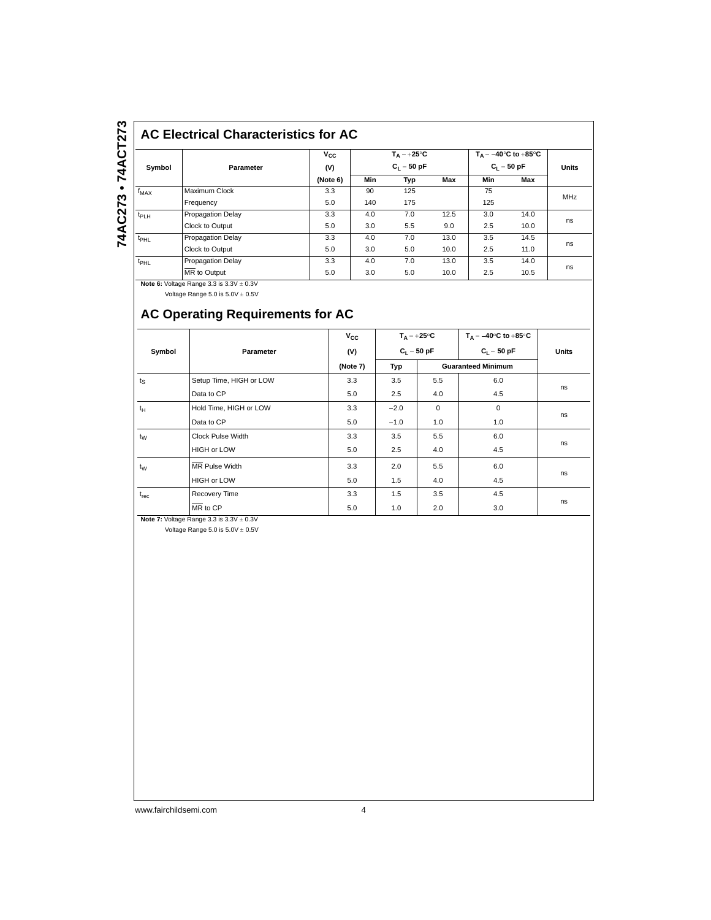## AC Electrical Characteristics for AC

| Symbol | Parameter | $V_{CC}$ (V) (Note 6) | $T_A = +25°C$ $C_L = 50$ pF | | | $T_A = -40°C$ to $+85°C$ $C_L = 50$ pF | | Units |
|---|---|---|---|---|---|---|---|---|
| | | | Min | Typ | Max | Min | Max | |
| $f_{MAX}$ | Maximum Clock Frequency | 3.3 | 90 | 125 | | 75 | | MHz |
| | | 5.0 | 140 | 175 | | 125 | | |
| $t_{PLH}$ | Propagation Delay Clock to Output | 3.3 | 4.0 | 7.0 | 12.5 | 3.0 | 14.0 | ns |
| | | 5.0 | 3.0 | 5.5 | 9.0 | 2.5 | 10.0 | |
| $t_{PHL}$ | Propagation Delay Clock to Output | 3.3 | 4.0 | 7.0 | 13.0 | 3.5 | 14.5 | ns |
| | | 5.0 | 3.0 | 5.0 | 10.0 | 2.5 | 11.0 | |
| $t_{PHL}$ | Propagation Delay $\overline{MR}$ to Output | 3.3 | 4.0 | 7.0 | 13.0 | 3.5 | 14.0 | ns |
| | | 5.0 | 3.0 | 5.0 | 10.0 | 2.5 | 10.5 | |

**Note 6:** Voltage Range 3.3 is 3.3V ± 0.3V

Voltage Range 5.0 is 5.0V ± 0.5V

## AC Operating Requirements for AC

| Symbol | Parameter | $V_{CC}$ (V) (Note 7) | $T_A = +25°C$ $C_L = 50$ pF | | $T_A = -40°C$ to $+85°C$ $C_L = 50$ pF | Units |
|---|---|---|---|---|---|---|
| | | | Typ | Guaranteed Minimum | | |
| $t_S$ | Setup Time, HIGH or LOW Data to CP | 3.3 | 3.5 | 5.5 | 6.0 | ns |
| | | 5.0 | 2.5 | 4.0 | 4.5 | |
| $t_H$ | Hold Time, HIGH or LOW Data to CP | 3.3 | −2.0 | 0 | 0 | ns |
| | | 5.0 | −1.0 | 1.0 | 1.0 | |
| $t_W$ | Clock Pulse Width HIGH or LOW | 3.3 | 3.5 | 5.5 | 6.0 | ns |
| | | 5.0 | 2.5 | 4.0 | 4.5 | |
| $t_W$ | $\overline{MR}$ Pulse Width HIGH or LOW | 3.3 | 2.0 | 5.5 | 6.0 | ns |
| | | 5.0 | 1.5 | 4.0 | 4.5 | |
| $t_{rec}$ | Recovery Time $\overline{MR}$ to CP | 3.3 | 1.5 | 3.5 | 4.5 | ns |
| | | 5.0 | 1.0 | 2.0 | 3.0 | |

**Note 7:** Voltage Range 3.3 is 3.3V ± 0.3V

Voltage Range 5.0 is 5.0V ± 0.5V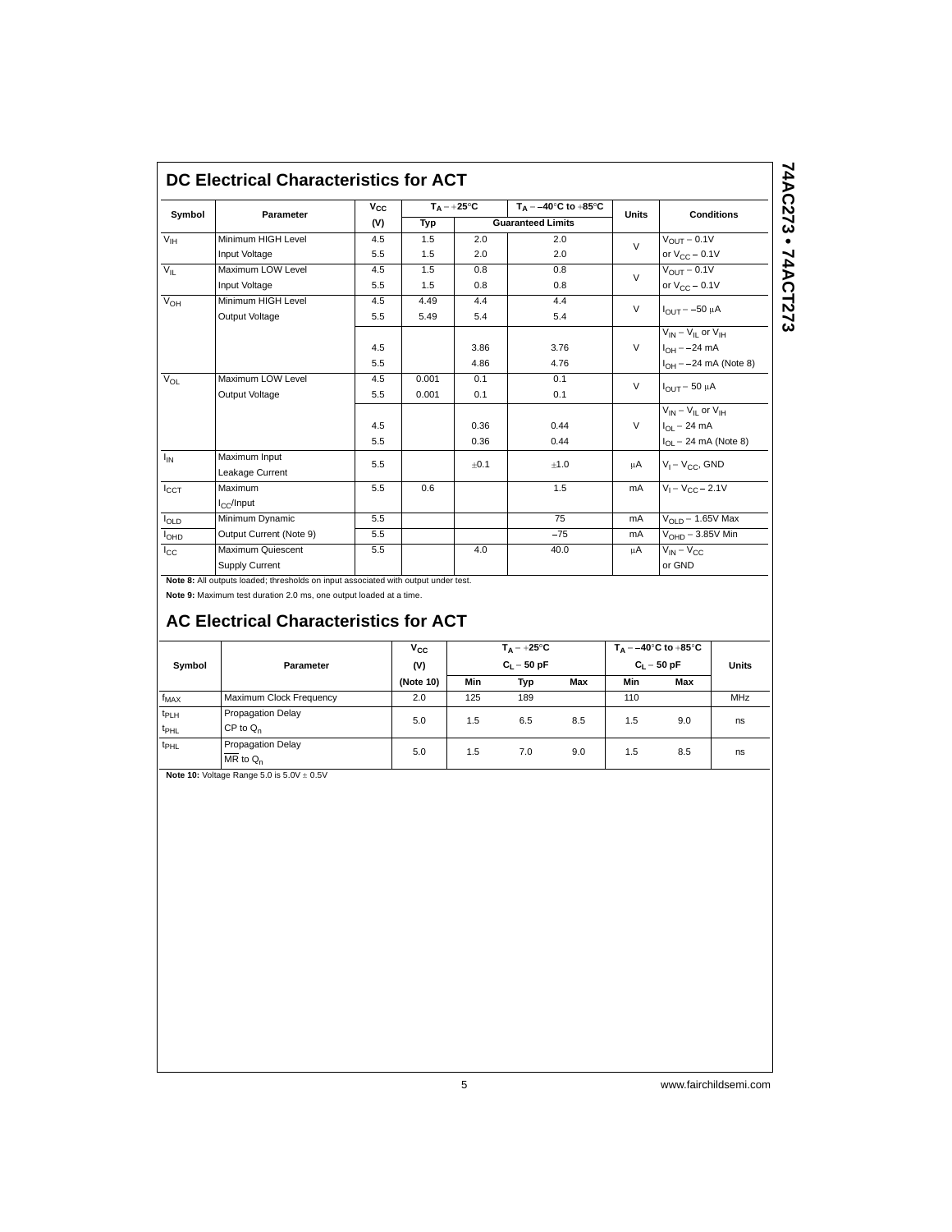## DC Electrical Characteristics for ACT

| Symbol | Parameter | $V_{CC}$ (V) | $T_A = +25°C$ Typ | $T_A = +25°C$ Guaranteed Limits | $T_A = -40°C$ to $+85°C$ Guaranteed Limits | Units | Conditions |
|---|---|---|---|---|---|---|---|
| $V_{IH}$ | Minimum HIGH Level Input Voltage | 4.5 | 1.5 | 2.0 | 2.0 | V | $V_{OUT} = 0.1V$ or $V_{CC} - 0.1V$ |
| | | 5.5 | 1.5 | 2.0 | 2.0 | | |
| $V_{IL}$ | Maximum LOW Level Input Voltage | 4.5 | 1.5 | 0.8 | 0.8 | V | $V_{OUT} = 0.1V$ or $V_{CC} - 0.1V$ |
| | | 5.5 | 1.5 | 0.8 | 0.8 | | |
| $V_{OH}$ | Minimum HIGH Level Output Voltage | 4.5 | 4.49 | 4.4 | 4.4 | V | $I_{OUT} = -50\ \mu A$ |
| | | 5.5 | 5.49 | 5.4 | 5.4 | | |
| | | | | | | | $V_{IN} = V_{IL}$ or $V_{IH}$ |
| | | 4.5 | | 3.86 | 3.76 | V | $I_{OH} = -24$ mA |
| | | 5.5 | | 4.86 | 4.76 | | $I_{OH} = -24$ mA (Note 8) |
| $V_{OL}$ | Maximum LOW Level Output Voltage | 4.5 | 0.001 | 0.1 | 0.1 | V | $I_{OUT} = 50\ \mu A$ |
| | | 5.5 | 0.001 | 0.1 | 0.1 | | |
| | | | | | | | $V_{IN} = V_{IL}$ or $V_{IH}$ |
| | | 4.5 | | 0.36 | 0.44 | V | $I_{OL} = 24$ mA |
| | | 5.5 | | 0.36 | 0.44 | | $I_{OL} = 24$ mA (Note 8) |
| $I_{IN}$ | Maximum Input Leakage Current | 5.5 | | ±0.1 | ±1.0 | μA | $V_I = V_{CC}$, GND |
| $I_{CCT}$ | Maximum $I_{CC}$/Input | 5.5 | 0.6 | | 1.5 | mA | $V_I = V_{CC} - 2.1V$ |
| $I_{OLD}$ | Minimum Dynamic | 5.5 | | | 75 | mA | $V_{OLD} = 1.65V$ Max |
| $I_{OHD}$ | Output Current (Note 9) | 5.5 | | | −75 | mA | $V_{OHD} = 3.85V$ Min |
| $I_{CC}$ | Maximum Quiescent Supply Current | 5.5 | | 4.0 | 40.0 | μA | $V_{IN} = V_{CC}$ or GND |

**Note 8:** All outputs loaded; thresholds on input associated with output under test.

**Note 9:** Maximum test duration 2.0 ms, one output loaded at a time.

## AC Electrical Characteristics for ACT

| Symbol | Parameter | $V_{CC}$ (V) (Note 10) | $T_A = +25°C$, $C_L = 50$ pF Min | Typ | Max | $T_A = -40°C$ to $+85°C$, $C_L = 50$ pF Min | Max | Units |
|---|---|---|---|---|---|---|---|---|
| $f_{MAX}$ | Maximum Clock Frequency | 2.0 | 125 | 189 | | 110 | | MHz |
| $t_{PLH}$, $t_{PHL}$ | Propagation Delay CP to $Q_n$ | 5.0 | 1.5 | 6.5 | 8.5 | 1.5 | 9.0 | ns |
| $t_{PHL}$ | Propagation Delay $\overline{MR}$ to $Q_n$ | 5.0 | 1.5 | 7.0 | 9.0 | 1.5 | 8.5 | ns |

**Note 10:** Voltage Range 5.0 is 5.0V ± 0.5V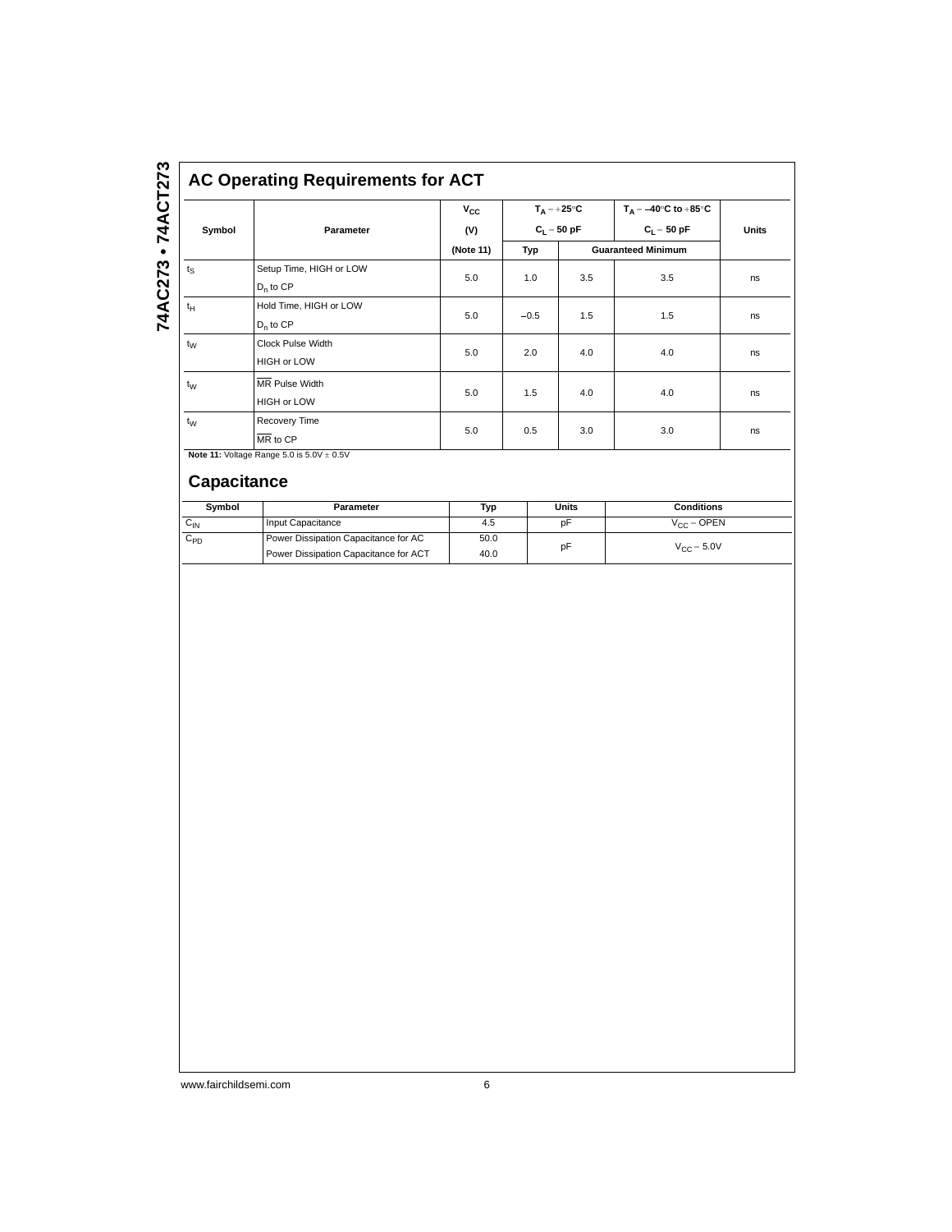## AC Operating Requirements for ACT

| Symbol | Parameter | $V_{CC}$ (V) (Note 11) | $T_A = +25°C$, $C_L = 50$ pF | | $T_A = -40°C$ to $+85°C$, $C_L = 50$ pF | Units |
|---|---|---|---|---|---|---|
| | | | Typ | Guaranteed Minimum | | |
| $t_S$ | Setup Time, HIGH or LOW $D_n$ to CP | 5.0 | 1.0 | 3.5 | 3.5 | ns |
| $t_H$ | Hold Time, HIGH or LOW $D_n$ to CP | 5.0 | −0.5 | 1.5 | 1.5 | ns |
| $t_W$ | Clock Pulse Width HIGH or LOW | 5.0 | 2.0 | 4.0 | 4.0 | ns |
| $t_W$ | $\overline{MR}$ Pulse Width HIGH or LOW | 5.0 | 1.5 | 4.0 | 4.0 | ns |
| $t_W$ | Recovery Time $\overline{MR}$ to CP | 5.0 | 0.5 | 3.0 | 3.0 | ns |

**Note 11:** Voltage Range 5.0 is 5.0V ± 0.5V

## Capacitance

| Symbol | Parameter | Typ | Units | Conditions |
|---|---|---|---|---|
| $C_{IN}$ | Input Capacitance | 4.5 | pF | $V_{CC}$ = OPEN |
| $C_{PD}$ | Power Dissipation Capacitance for AC | 50.0 | pF | $V_{CC} = 5.0V$ |
| | Power Dissipation Capacitance for ACT | 40.0 | | |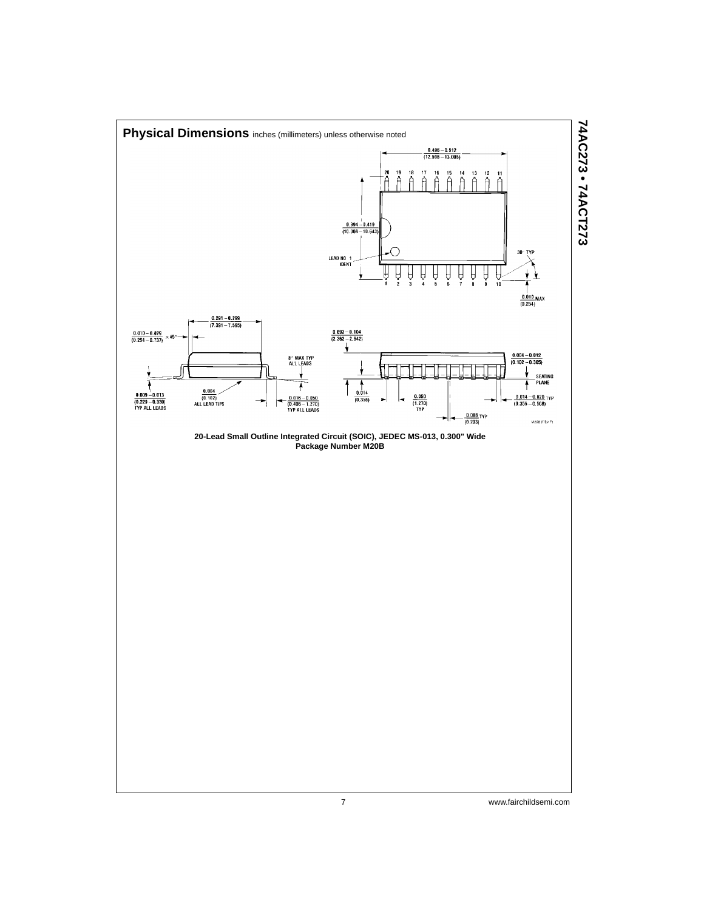## Physical Dimensions inches (millimeters) unless otherwise noted

0.496 – 0.512
(12.598 – 13.005)

20 19 18 17 16 15 14 13 12 11

0.394 – 0.419
(10.008 – 10.643)

LEAD NO. 1
IDENT

30° TYP

1 2 3 4 5 6 7 8 9 10

0.010 MAX
(0.254)

0.291 – 0.299
(7.391 – 7.595)

0.010 – 0.029
(0.254 – 0.737) × 45°

8° MAX TYP
ALL LEADS

0.009 – 0.013
(0.229 – 0.330)
TYP ALL LEADS

0.004
(0.102)
ALL LEAD TIPS

0.016 – 0.050
(0.406 – 1.270)
TYP ALL LEADS

0.093 – 0.104
(2.362 – 2.642)

0.004 – 0.012
(0.102 – 0.305)

SEATING
PLANE

0.014
(0.356)

0.050
(1.270)
TYP

0.014 – 0.020 TYP
(0.356 – 0.508)

0.008 TYP
(0.203)

M20B (REV F)

**20-Lead Small Outline Integrated Circuit (SOIC), JEDEC MS-013, 0.300" Wide**
**Package Number M20B**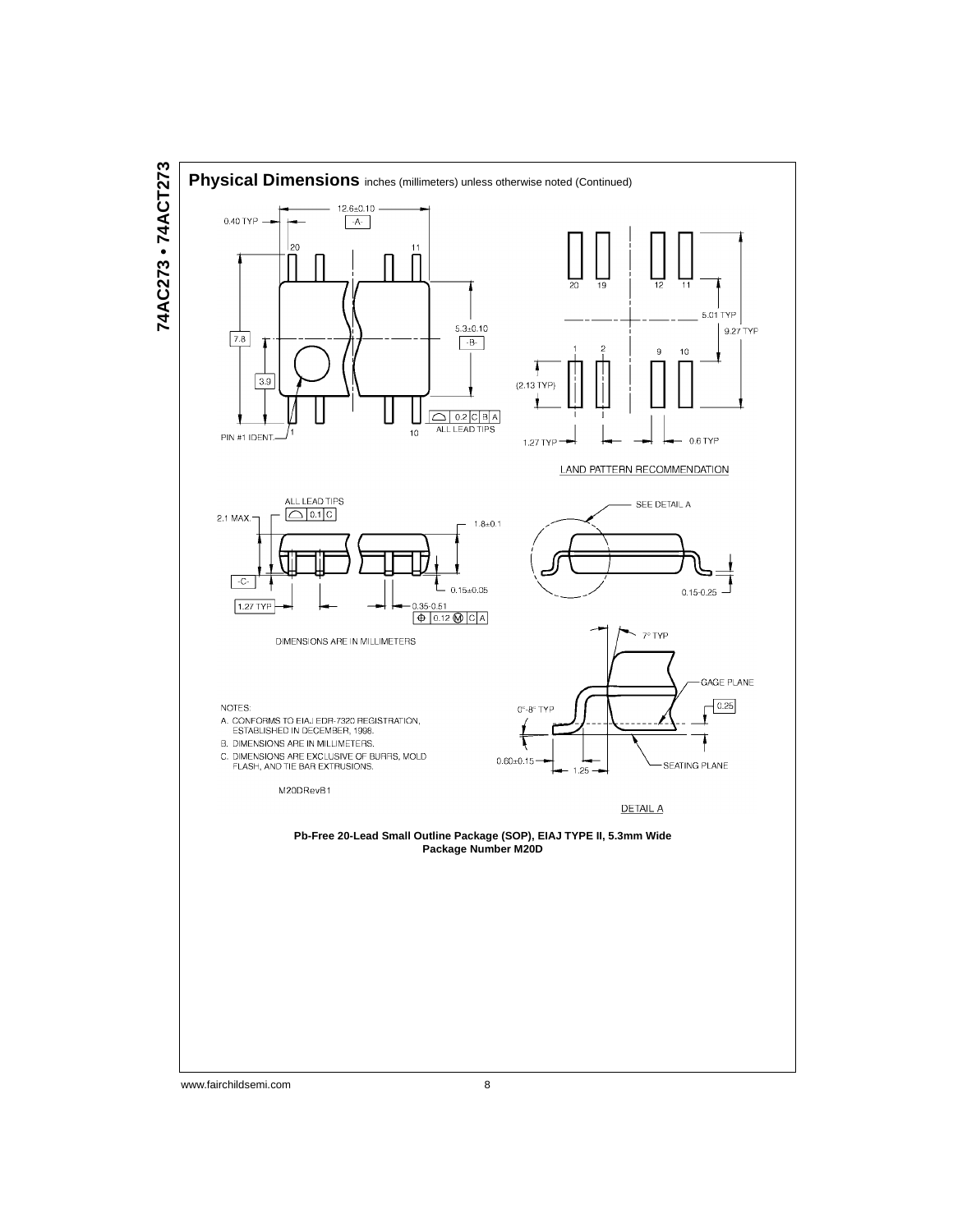## Physical Dimensions inches (millimeters) unless otherwise noted (Continued)

12.6±0.10

0.40 TYP

-A-

20 11

7.8

3.9

5.3±0.10

-B-

PIN #1 IDENT. 1 10

0.2 C B A

ALL LEAD TIPS

20 19 12 11

5.01 TYP

9.27 TYP

1 2 9 10

(2.13 TYP)

1.27 TYP

0.6 TYP

LAND PATTERN RECOMMENDATION

ALL LEAD TIPS

0.1 C

2.1 MAX.

1.8±0.1

-C-

0.15±0.05

1.27 TYP

0.35-0.51

0.12 M C A

DIMENSIONS ARE IN MILLIMETERS

SEE DETAIL A

0.15-0.25

7° TYP

GAGE PLANE

0.25

0°-8° TYP

0.60±0.15

1.25

SEATING PLANE

DETAIL A

NOTES:

A. CONFORMS TO EIAJ EDR-7320 REGISTRATION, ESTABLISHED IN DECEMBER, 1998.

B. DIMENSIONS ARE IN MILLIMETERS.

C. DIMENSIONS ARE EXCLUSIVE OF BURRS, MOLD FLASH, AND TIE BAR EXTRUSIONS.

M20DRevB1

**Pb-Free 20-Lead Small Outline Package (SOP), EIAJ TYPE II, 5.3mm Wide**
**Package Number M20D**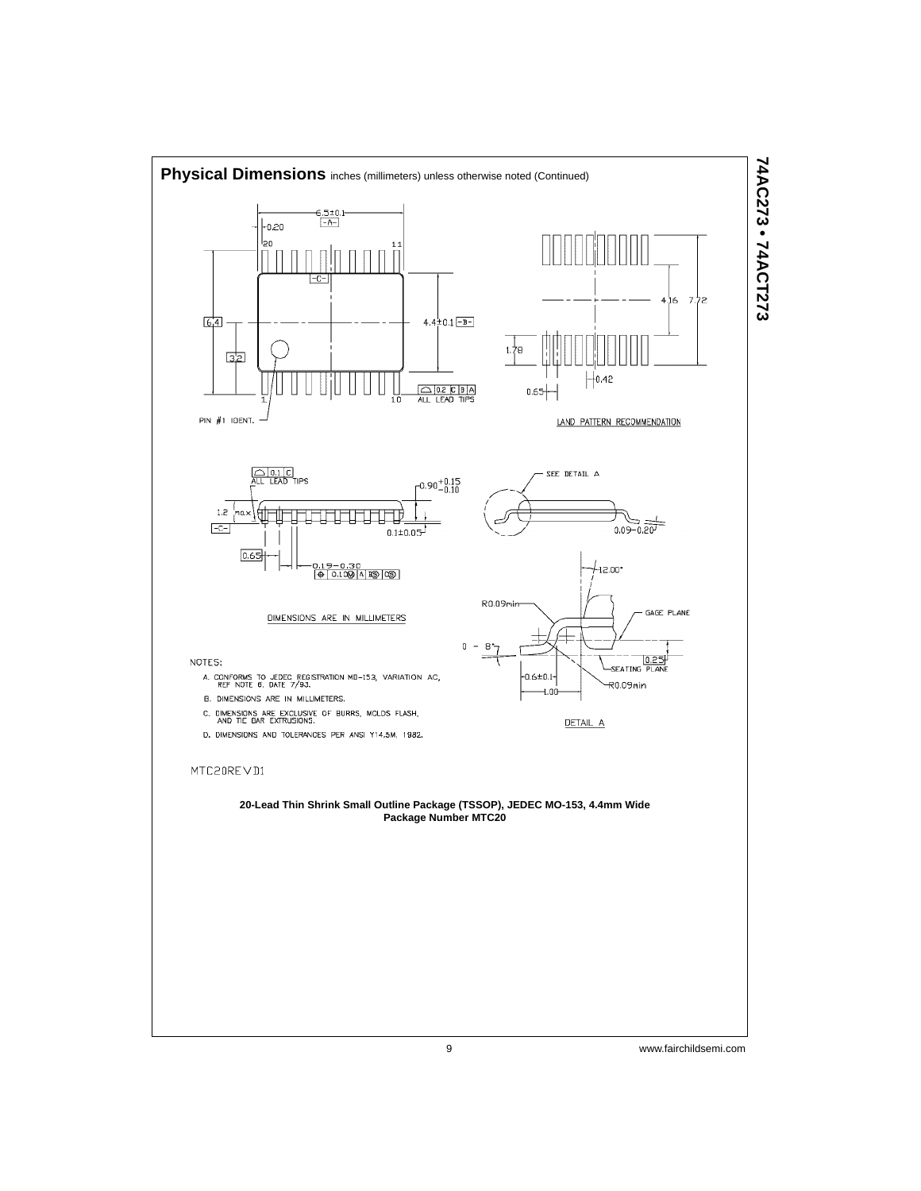## Physical Dimensions inches (millimeters) unless otherwise noted (Continued)

LAND PATTERN RECOMMENDATION

DIMENSIONS ARE IN MILLIMETERS

DETAIL A

NOTES:

A. CONFORMS TO JEDEC REGISTRATION MO-153, VARIATION AC, REF NOTE 6, DATE 7/93.

B. DIMENSIONS ARE IN MILLIMETERS.

C. DIMENSIONS ARE EXCLUSIVE OF BURRS, MOLDS FLASH, AND TIE BAR EXTRUSIONS.

D. DIMENSIONS AND TOLERANCES PER ANSI Y14.5M, 1982.

MTC20REVD1

**20-Lead Thin Shrink Small Outline Package (TSSOP), JEDEC MO-153, 4.4mm Wide**
**Package Number MTC20**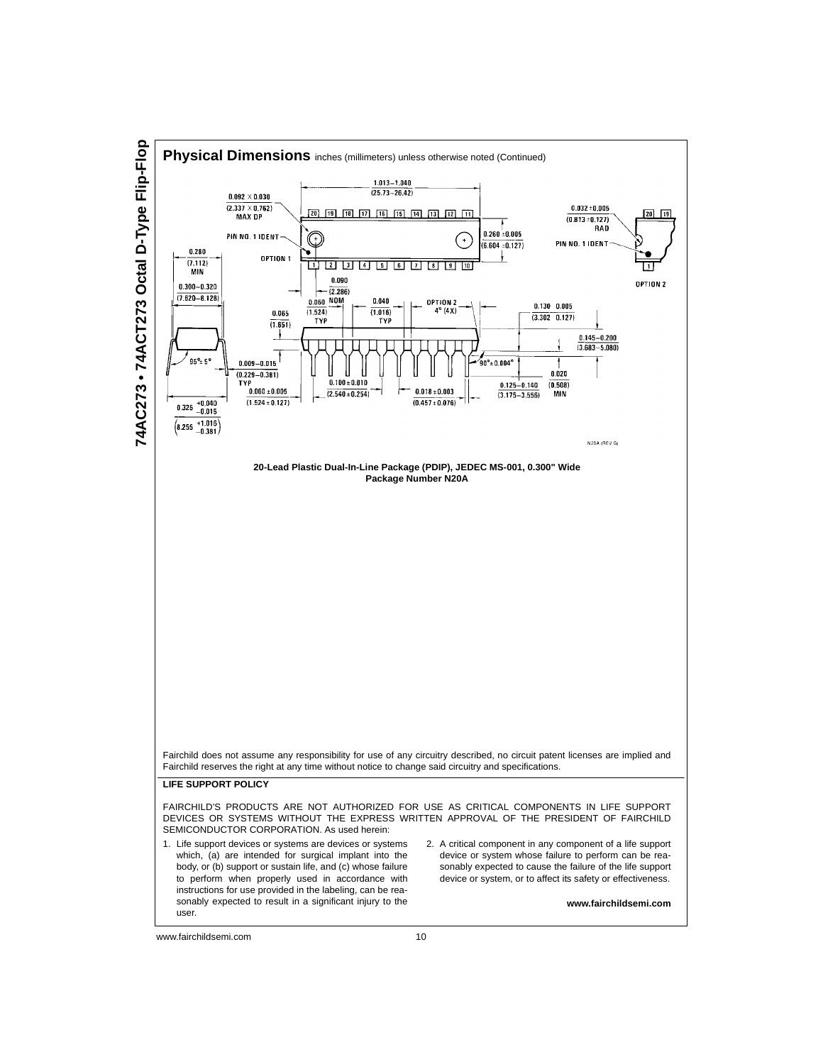## Physical Dimensions inches (millimeters) unless otherwise noted (Continued)

1.013–1.040
(25.73–26.42)
0.092 × 0.030
(2.337 × 0.762)
MAX DP
PIN NO. 1 IDENT
OPTION 1
0.280
(7.112)
MIN
0.300–0.320
(7.620–8.128)
0.090
(2.286)
0.060 NOM
(1.524)
TYP
0.040
(1.016)
TYP
0.065
(1.651)
OPTION 2
4° (4X)
0.260 ± 0.005
(6.604 ± 0.127)
0.032 ± 0.005
(0.813 ± 0.127)
RAD
PIN NO. 1 IDENT
OPTION 2
0.130 ± 0.005
(3.302 ± 0.127)
0.145–0.200
(3.683–5.080)
95° ± 5°
0.009–0.015
(0.229–0.381)
TYP
90° ± 0.004°
0.020
(0.508)
MIN
0.100 ± 0.010
(2.540 ± 0.254)
0.060 ± 0.005
(1.524 ± 0.127)
0.018 ± 0.003
(0.457 ± 0.076)
0.125–0.140
(3.175–3.556)
$0.325 \begin{smallmatrix}+0.040\\-0.015\end{smallmatrix}$
$\left(8.255 \begin{smallmatrix}+1.016\\-0.381\end{smallmatrix}\right)$
N20A (REV G)

**20-Lead Plastic Dual-In-Line Package (PDIP), JEDEC MS-001, 0.300" Wide**
**Package Number N20A**

Fairchild does not assume any responsibility for use of any circuitry described, no circuit patent licenses are implied and Fairchild reserves the right at any time without notice to change said circuitry and specifications.

**LIFE SUPPORT POLICY**

FAIRCHILD'S PRODUCTS ARE NOT AUTHORIZED FOR USE AS CRITICAL COMPONENTS IN LIFE SUPPORT DEVICES OR SYSTEMS WITHOUT THE EXPRESS WRITTEN APPROVAL OF THE PRESIDENT OF FAIRCHILD SEMICONDUCTOR CORPORATION. As used herein:

1. Life support devices or systems are devices or systems which, (a) are intended for surgical implant into the body, or (b) support or sustain life, and (c) whose failure to perform when properly used in accordance with instructions for use provided in the labeling, can be reasonably expected to result in a significant injury to the user.
2. A critical component in any component of a life support device or system whose failure to perform can be reasonably expected to cause the failure of the life support device or system, or to affect its safety or effectiveness.

**www.fairchildsemi.com**